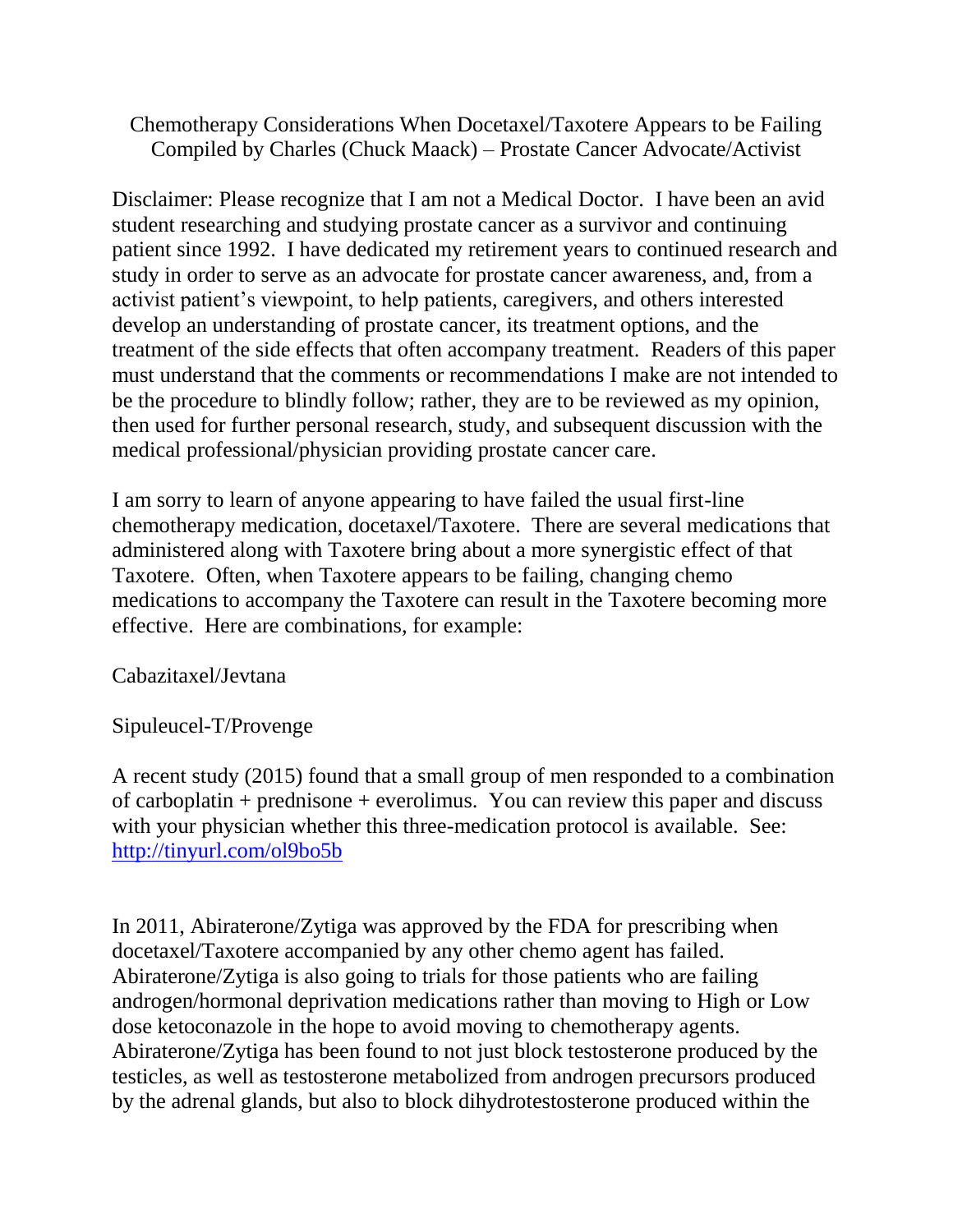# Chemotherapy Considerations When Docetaxel/Taxotere Appears to be Failing
Compiled by Charles (Chuck Maack) – Prostate Cancer Advocate/Activist

Disclaimer: Please recognize that I am not a Medical Doctor. I have been an avid student researching and studying prostate cancer as a survivor and continuing patient since 1992. I have dedicated my retirement years to continued research and study in order to serve as an advocate for prostate cancer awareness, and, from a activist patient's viewpoint, to help patients, caregivers, and others interested develop an understanding of prostate cancer, its treatment options, and the treatment of the side effects that often accompany treatment. Readers of this paper must understand that the comments or recommendations I make are not intended to be the procedure to blindly follow; rather, they are to be reviewed as my opinion, then used for further personal research, study, and subsequent discussion with the medical professional/physician providing prostate cancer care.

I am sorry to learn of anyone appearing to have failed the usual first-line chemotherapy medication, docetaxel/Taxotere. There are several medications that administered along with Taxotere bring about a more synergistic effect of that Taxotere. Often, when Taxotere appears to be failing, changing chemo medications to accompany the Taxotere can result in the Taxotere becoming more effective. Here are combinations, for example:

Cabazitaxel/Jevtana

Sipuleucel-T/Provenge

A recent study (2015) found that a small group of men responded to a combination of carboplatin + prednisone + everolimus. You can review this paper and discuss with your physician whether this three-medication protocol is available. See: http://tinyurl.com/ol9bo5b

In 2011, Abiraterone/Zytiga was approved by the FDA for prescribing when docetaxel/Taxotere accompanied by any other chemo agent has failed. Abiraterone/Zytiga is also going to trials for those patients who are failing androgen/hormonal deprivation medications rather than moving to High or Low dose ketoconazole in the hope to avoid moving to chemotherapy agents. Abiraterone/Zytiga has been found to not just block testosterone produced by the testicles, as well as testosterone metabolized from androgen precursors produced by the adrenal glands, but also to block dihydrotestosterone produced within the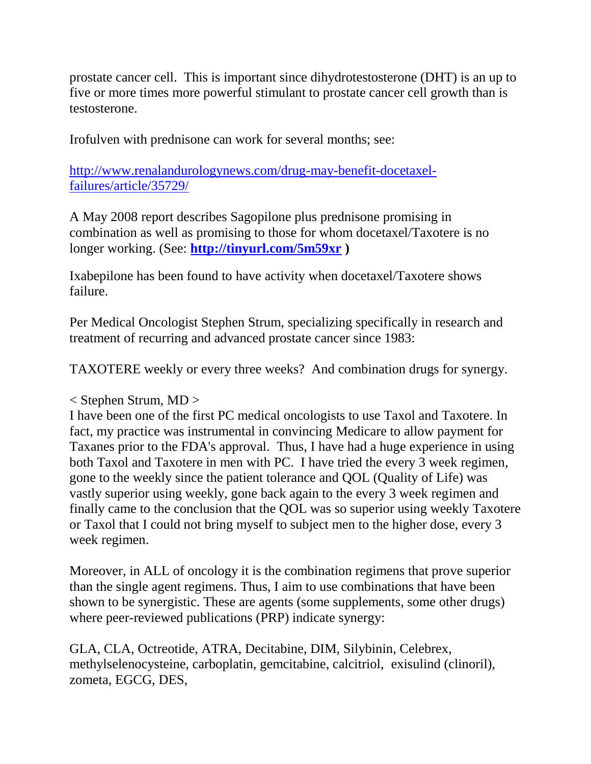prostate cancer cell. This is important since dihydrotestosterone (DHT) is an up to five or more times more powerful stimulant to prostate cancer cell growth than is testosterone.

Irofulven with prednisone can work for several months; see:

[http://www.renalandurologynews.com/drug-may-benefit-docetaxel-failures/article/35729/](http://www.renalandurologynews.com/drug-may-benefit-docetaxel-failures/article/35729/)

A May 2008 report describes Sagopilone plus prednisone promising in combination as well as promising to those for whom docetaxel/Taxotere is no longer working. (See: **[http://tinyurl.com/5m59xr](http://tinyurl.com/5m59xr) )**

Ixabepilone has been found to have activity when docetaxel/Taxotere shows failure.

Per Medical Oncologist Stephen Strum, specializing specifically in research and treatment of recurring and advanced prostate cancer since 1983:

TAXOTERE weekly or every three weeks? And combination drugs for synergy.

< Stephen Strum, MD >
I have been one of the first PC medical oncologists to use Taxol and Taxotere. In fact, my practice was instrumental in convincing Medicare to allow payment for Taxanes prior to the FDA's approval. Thus, I have had a huge experience in using both Taxol and Taxotere in men with PC. I have tried the every 3 week regimen, gone to the weekly since the patient tolerance and QOL (Quality of Life) was vastly superior using weekly, gone back again to the every 3 week regimen and finally came to the conclusion that the QOL was so superior using weekly Taxotere or Taxol that I could not bring myself to subject men to the higher dose, every 3 week regimen.

Moreover, in ALL of oncology it is the combination regimens that prove superior than the single agent regimens. Thus, I aim to use combinations that have been shown to be synergistic. These are agents (some supplements, some other drugs) where peer-reviewed publications (PRP) indicate synergy:

GLA, CLA, Octreotide, ATRA, Decitabine, DIM, Silybinin, Celebrex, methylselenocysteine, carboplatin, gemcitabine, calcitriol, exisulind (clinoril), zometa, EGCG, DES,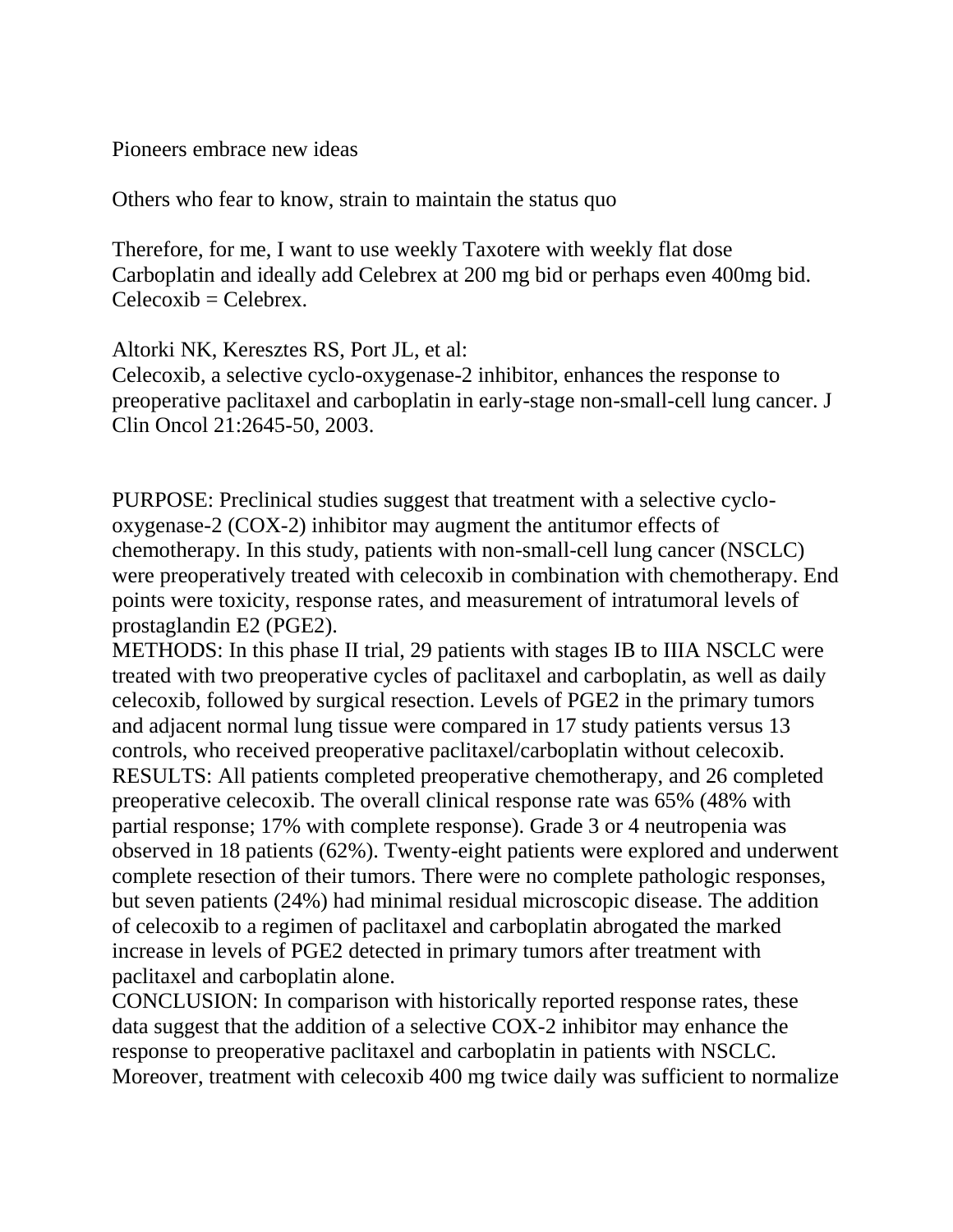Pioneers embrace new ideas

Others who fear to know, strain to maintain the status quo

Therefore, for me, I want to use weekly Taxotere with weekly flat dose Carboplatin and ideally add Celebrex at 200 mg bid or perhaps even 400mg bid. Celecoxib = Celebrex.

Altorki NK, Keresztes RS, Port JL, et al:
Celecoxib, a selective cyclo-oxygenase-2 inhibitor, enhances the response to preoperative paclitaxel and carboplatin in early-stage non-small-cell lung cancer. J Clin Oncol 21:2645-50, 2003.

PURPOSE: Preclinical studies suggest that treatment with a selective cyclo-oxygenase-2 (COX-2) inhibitor may augment the antitumor effects of chemotherapy. In this study, patients with non-small-cell lung cancer (NSCLC) were preoperatively treated with celecoxib in combination with chemotherapy. End points were toxicity, response rates, and measurement of intratumoral levels of prostaglandin E2 (PGE2).
METHODS: In this phase II trial, 29 patients with stages IB to IIIA NSCLC were treated with two preoperative cycles of paclitaxel and carboplatin, as well as daily celecoxib, followed by surgical resection. Levels of PGE2 in the primary tumors and adjacent normal lung tissue were compared in 17 study patients versus 13 controls, who received preoperative paclitaxel/carboplatin without celecoxib.
RESULTS: All patients completed preoperative chemotherapy, and 26 completed preoperative celecoxib. The overall clinical response rate was 65% (48% with partial response; 17% with complete response). Grade 3 or 4 neutropenia was observed in 18 patients (62%). Twenty-eight patients were explored and underwent complete resection of their tumors. There were no complete pathologic responses, but seven patients (24%) had minimal residual microscopic disease. The addition of celecoxib to a regimen of paclitaxel and carboplatin abrogated the marked increase in levels of PGE2 detected in primary tumors after treatment with paclitaxel and carboplatin alone.
CONCLUSION: In comparison with historically reported response rates, these data suggest that the addition of a selective COX-2 inhibitor may enhance the response to preoperative paclitaxel and carboplatin in patients with NSCLC. Moreover, treatment with celecoxib 400 mg twice daily was sufficient to normalize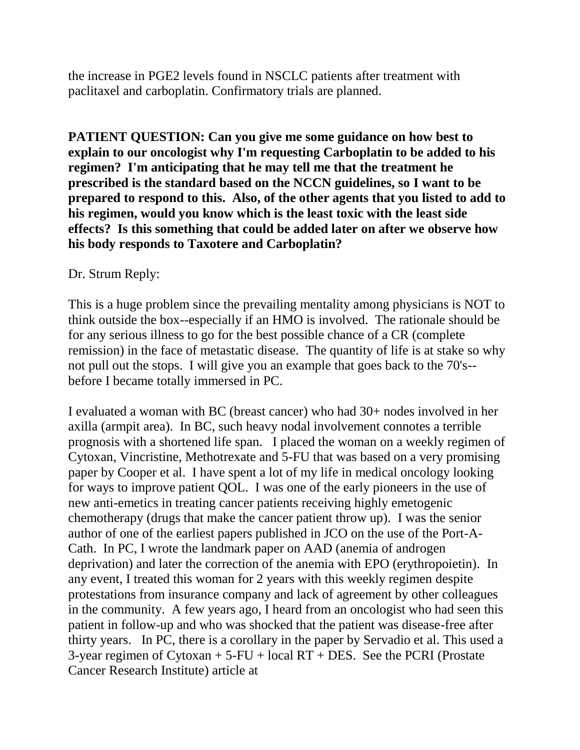the increase in PGE2 levels found in NSCLC patients after treatment with paclitaxel and carboplatin. Confirmatory trials are planned.

**PATIENT QUESTION: Can you give me some guidance on how best to explain to our oncologist why I'm requesting Carboplatin to be added to his regimen? I'm anticipating that he may tell me that the treatment he prescribed is the standard based on the NCCN guidelines, so I want to be prepared to respond to this. Also, of the other agents that you listed to add to his regimen, would you know which is the least toxic with the least side effects? Is this something that could be added later on after we observe how his body responds to Taxotere and Carboplatin?**

Dr. Strum Reply:

This is a huge problem since the prevailing mentality among physicians is NOT to think outside the box--especially if an HMO is involved. The rationale should be for any serious illness to go for the best possible chance of a CR (complete remission) in the face of metastatic disease. The quantity of life is at stake so why not pull out the stops. I will give you an example that goes back to the 70's--before I became totally immersed in PC.

I evaluated a woman with BC (breast cancer) who had 30+ nodes involved in her axilla (armpit area). In BC, such heavy nodal involvement connotes a terrible prognosis with a shortened life span. I placed the woman on a weekly regimen of Cytoxan, Vincristine, Methotrexate and 5-FU that was based on a very promising paper by Cooper et al. I have spent a lot of my life in medical oncology looking for ways to improve patient QOL. I was one of the early pioneers in the use of new anti-emetics in treating cancer patients receiving highly emetogenic chemotherapy (drugs that make the cancer patient throw up). I was the senior author of one of the earliest papers published in JCO on the use of the Port-A-Cath. In PC, I wrote the landmark paper on AAD (anemia of androgen deprivation) and later the correction of the anemia with EPO (erythropoietin). In any event, I treated this woman for 2 years with this weekly regimen despite protestations from insurance company and lack of agreement by other colleagues in the community. A few years ago, I heard from an oncologist who had seen this patient in follow-up and who was shocked that the patient was disease-free after thirty years. In PC, there is a corollary in the paper by Servadio et al. This used a 3-year regimen of Cytoxan + 5-FU + local RT + DES. See the PCRI (Prostate Cancer Research Institute) article at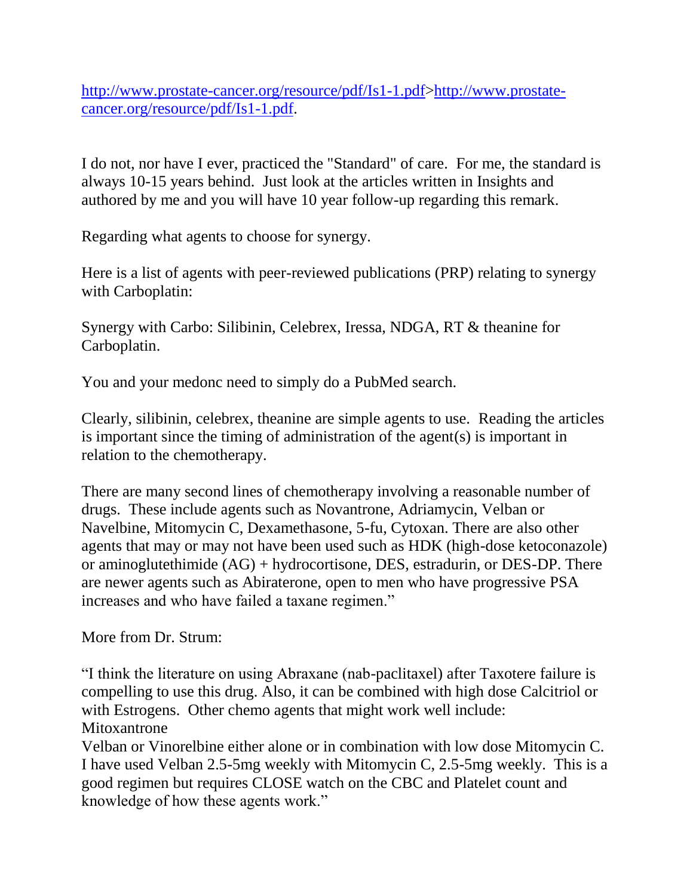http://www.prostate-cancer.org/resource/pdf/Is1-1.pdf>http://www.prostate-cancer.org/resource/pdf/Is1-1.pdf.

I do not, nor have I ever, practiced the "Standard" of care. For me, the standard is always 10-15 years behind. Just look at the articles written in Insights and authored by me and you will have 10 year follow-up regarding this remark.

Regarding what agents to choose for synergy.

Here is a list of agents with peer-reviewed publications (PRP) relating to synergy with Carboplatin:

Synergy with Carbo: Silibinin, Celebrex, Iressa, NDGA, RT & theanine for Carboplatin.

You and your medonc need to simply do a PubMed search.

Clearly, silibinin, celebrex, theanine are simple agents to use. Reading the articles is important since the timing of administration of the agent(s) is important in relation to the chemotherapy.

There are many second lines of chemotherapy involving a reasonable number of drugs. These include agents such as Novantrone, Adriamycin, Velban or Navelbine, Mitomycin C, Dexamethasone, 5-fu, Cytoxan. There are also other agents that may or may not have been used such as HDK (high-dose ketoconazole) or aminoglutethimide (AG) + hydrocortisone, DES, estradurin, or DES-DP. There are newer agents such as Abiraterone, open to men who have progressive PSA increases and who have failed a taxane regimen."

More from Dr. Strum:

"I think the literature on using Abraxane (nab-paclitaxel) after Taxotere failure is compelling to use this drug. Also, it can be combined with high dose Calcitriol or with Estrogens. Other chemo agents that might work well include:
Mitoxantrone
Velban or Vinorelbine either alone or in combination with low dose Mitomycin C. I have used Velban 2.5-5mg weekly with Mitomycin C, 2.5-5mg weekly. This is a good regimen but requires CLOSE watch on the CBC and Platelet count and knowledge of how these agents work."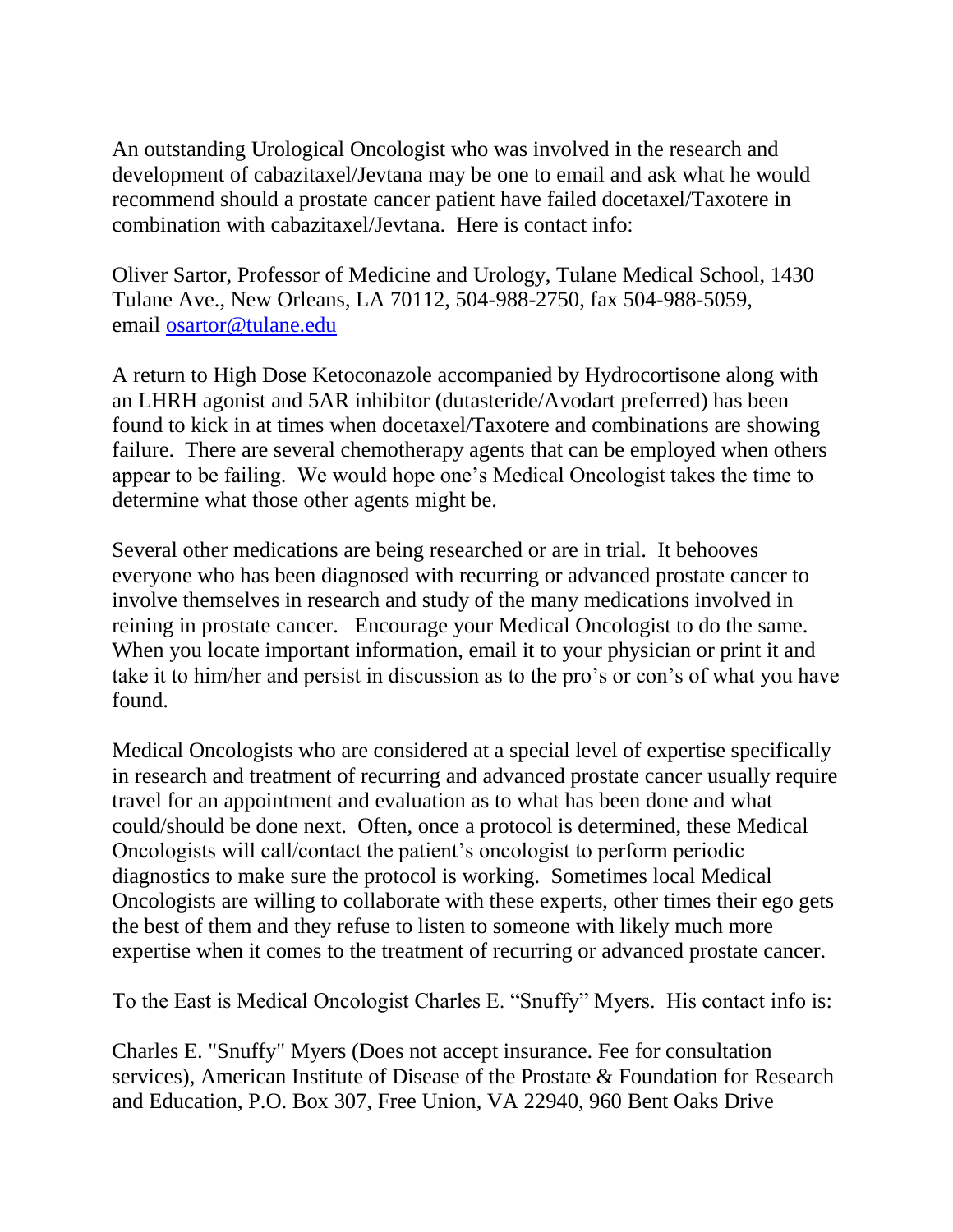An outstanding Urological Oncologist who was involved in the research and development of cabazitaxel/Jevtana may be one to email and ask what he would recommend should a prostate cancer patient have failed docetaxel/Taxotere in combination with cabazitaxel/Jevtana. Here is contact info:

Oliver Sartor, Professor of Medicine and Urology, Tulane Medical School, 1430 Tulane Ave., New Orleans, LA 70112, 504-988-2750, fax 504-988-5059, email [osartor@tulane.edu](mailto:osartor@tulane.edu)

A return to High Dose Ketoconazole accompanied by Hydrocortisone along with an LHRH agonist and 5AR inhibitor (dutasteride/Avodart preferred) has been found to kick in at times when docetaxel/Taxotere and combinations are showing failure. There are several chemotherapy agents that can be employed when others appear to be failing. We would hope one's Medical Oncologist takes the time to determine what those other agents might be.

Several other medications are being researched or are in trial. It behooves everyone who has been diagnosed with recurring or advanced prostate cancer to involve themselves in research and study of the many medications involved in reining in prostate cancer. Encourage your Medical Oncologist to do the same. When you locate important information, email it to your physician or print it and take it to him/her and persist in discussion as to the pro's or con's of what you have found.

Medical Oncologists who are considered at a special level of expertise specifically in research and treatment of recurring and advanced prostate cancer usually require travel for an appointment and evaluation as to what has been done and what could/should be done next. Often, once a protocol is determined, these Medical Oncologists will call/contact the patient's oncologist to perform periodic diagnostics to make sure the protocol is working. Sometimes local Medical Oncologists are willing to collaborate with these experts, other times their ego gets the best of them and they refuse to listen to someone with likely much more expertise when it comes to the treatment of recurring or advanced prostate cancer.

To the East is Medical Oncologist Charles E. "Snuffy" Myers. His contact info is:

Charles E. "Snuffy" Myers (Does not accept insurance. Fee for consultation services), American Institute of Disease of the Prostate & Foundation for Research and Education, P.O. Box 307, Free Union, VA 22940, 960 Bent Oaks Drive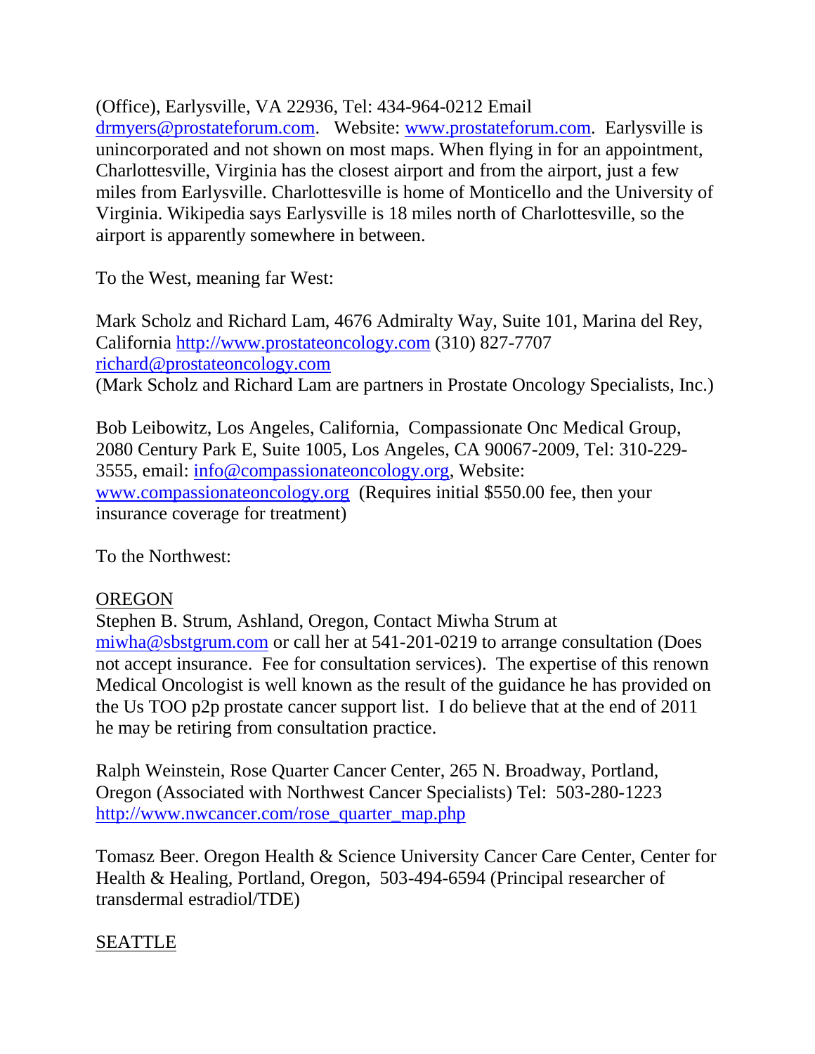(Office), Earlysville, VA 22936, Tel: 434-964-0212 Email drmyers@prostateforum.com. Website: www.prostateforum.com. Earlysville is unincorporated and not shown on most maps. When flying in for an appointment, Charlottesville, Virginia has the closest airport and from the airport, just a few miles from Earlysville. Charlottesville is home of Monticello and the University of Virginia. Wikipedia says Earlysville is 18 miles north of Charlottesville, so the airport is apparently somewhere in between.

To the West, meaning far West:

Mark Scholz and Richard Lam, 4676 Admiralty Way, Suite 101, Marina del Rey, California http://www.prostateoncology.com (310) 827-7707 richard@prostateoncology.com
(Mark Scholz and Richard Lam are partners in Prostate Oncology Specialists, Inc.)

Bob Leibowitz, Los Angeles, California, Compassionate Onc Medical Group, 2080 Century Park E, Suite 1005, Los Angeles, CA 90067-2009, Tel: 310-229-3555, email: info@compassionateoncology.org, Website: www.compassionateoncology.org (Requires initial $550.00 fee, then your insurance coverage for treatment)

To the Northwest:

<u>OREGON</u>

Stephen B. Strum, Ashland, Oregon, Contact Miwha Strum at miwha@sbstgrum.com or call her at 541-201-0219 to arrange consultation (Does not accept insurance. Fee for consultation services). The expertise of this renown Medical Oncologist is well known as the result of the guidance he has provided on the Us TOO p2p prostate cancer support list. I do believe that at the end of 2011 he may be retiring from consultation practice.

Ralph Weinstein, Rose Quarter Cancer Center, 265 N. Broadway, Portland, Oregon (Associated with Northwest Cancer Specialists) Tel: 503-280-1223 http://www.nwcancer.com/rose_quarter_map.php

Tomasz Beer. Oregon Health & Science University Cancer Care Center, Center for Health & Healing, Portland, Oregon, 503-494-6594 (Principal researcher of transdermal estradiol/TDE)

<u>SEATTLE</u>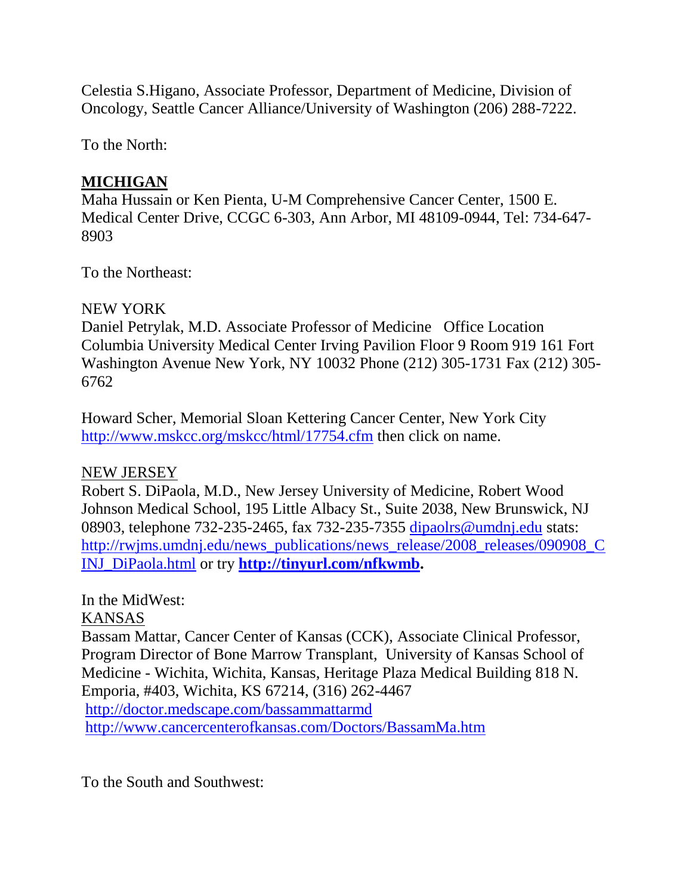Celestia S.Higano, Associate Professor, Department of Medicine, Division of Oncology, Seattle Cancer Alliance/University of Washington (206) 288-7222.

To the North:

**MICHIGAN**

Maha Hussain or Ken Pienta, U-M Comprehensive Cancer Center, 1500 E. Medical Center Drive, CCGC 6-303, Ann Arbor, MI 48109-0944, Tel: 734-647-8903

To the Northeast:

NEW YORK

Daniel Petrylak, M.D. Associate Professor of Medicine Office Location Columbia University Medical Center Irving Pavilion Floor 9 Room 919 161 Fort Washington Avenue New York, NY 10032 Phone (212) 305-1731 Fax (212) 305-6762

Howard Scher, Memorial Sloan Kettering Cancer Center, New York City http://www.mskcc.org/mskcc/html/17754.cfm then click on name.

NEW JERSEY

Robert S. DiPaola, M.D., New Jersey University of Medicine, Robert Wood Johnson Medical School, 195 Little Albacy St., Suite 2038, New Brunswick, NJ 08903, telephone 732-235-2465, fax 732-235-7355 dipaolrs@umdnj.edu stats: http://rwjms.umdnj.edu/news_publications/news_release/2008_releases/090908_CINJ_DiPaola.html or try **http://tinyurl.com/nfkwmb.**

In the MidWest:

KANSAS

Bassam Mattar, Cancer Center of Kansas (CCK), Associate Clinical Professor, Program Director of Bone Marrow Transplant, University of Kansas School of Medicine - Wichita, Wichita, Kansas, Heritage Plaza Medical Building 818 N. Emporia, #403, Wichita, KS 67214, (316) 262-4467
http://doctor.medscape.com/bassammattarmd
http://www.cancercenterofkansas.com/Doctors/BassamMa.htm

To the South and Southwest: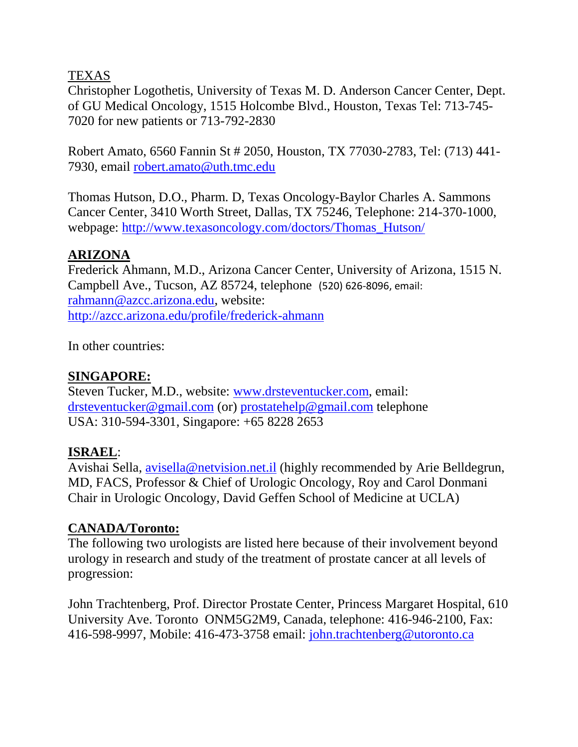TEXAS

Christopher Logothetis, University of Texas M. D. Anderson Cancer Center, Dept. of GU Medical Oncology, 1515 Holcombe Blvd., Houston, Texas Tel: 713-745-7020 for new patients or 713-792-2830

Robert Amato, 6560 Fannin St # 2050, Houston, TX 77030-2783, Tel: (713) 441-7930, email robert.amato@uth.tmc.edu

Thomas Hutson, D.O., Pharm. D, Texas Oncology-Baylor Charles A. Sammons Cancer Center, 3410 Worth Street, Dallas, TX 75246, Telephone: 214-370-1000, webpage: http://www.texasoncology.com/doctors/Thomas_Hutson/

**ARIZONA**

Frederick Ahmann, M.D., Arizona Cancer Center, University of Arizona, 1515 N. Campbell Ave., Tucson, AZ 85724, telephone (520) 626-8096, email: rahmann@azcc.arizona.edu, website: http://azcc.arizona.edu/profile/frederick-ahmann

In other countries:

**SINGAPORE:**

Steven Tucker, M.D., website: www.drsteventucker.com, email: drsteventucker@gmail.com (or) prostatehelp@gmail.com telephone USA: 310-594-3301, Singapore: +65 8228 2653

**ISRAEL**:

Avishai Sella, avisella@netvision.net.il (highly recommended by Arie Belldegrun, MD, FACS, Professor & Chief of Urologic Oncology, Roy and Carol Donmani Chair in Urologic Oncology, David Geffen School of Medicine at UCLA)

**CANADA/Toronto:**

The following two urologists are listed here because of their involvement beyond urology in research and study of the treatment of prostate cancer at all levels of progression:

John Trachtenberg, Prof. Director Prostate Center, Princess Margaret Hospital, 610 University Ave. Toronto ONM5G2M9, Canada, telephone: 416-946-2100, Fax: 416-598-9997, Mobile: 416-473-3758 email: john.trachtenberg@utoronto.ca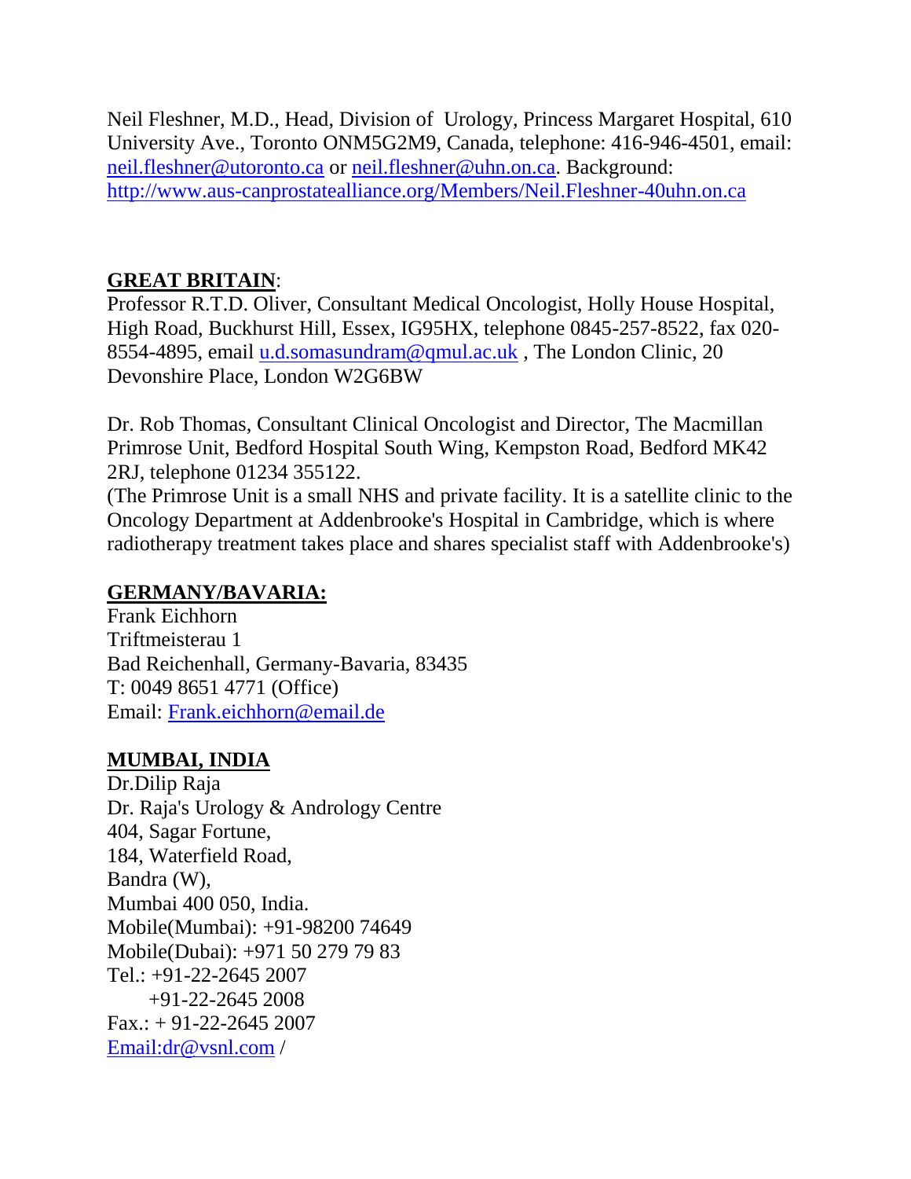Neil Fleshner, M.D., Head, Division of Urology, Princess Margaret Hospital, 610 University Ave., Toronto ONM5G2M9, Canada, telephone: 416-946-4501, email: neil.fleshner@utoronto.ca or neil.fleshner@uhn.on.ca. Background: http://www.aus-canprostatealliance.org/Members/Neil.Fleshner-40uhn.on.ca

**GREAT BRITAIN**:

Professor R.T.D. Oliver, Consultant Medical Oncologist, Holly House Hospital, High Road, Buckhurst Hill, Essex, IG95HX, telephone 0845-257-8522, fax 020-8554-4895, email u.d.somasundram@qmul.ac.uk , The London Clinic, 20 Devonshire Place, London W2G6BW

Dr. Rob Thomas, Consultant Clinical Oncologist and Director, The Macmillan Primrose Unit, Bedford Hospital South Wing, Kempston Road, Bedford MK42 2RJ, telephone 01234 355122.
(The Primrose Unit is a small NHS and private facility. It is a satellite clinic to the Oncology Department at Addenbrooke's Hospital in Cambridge, which is where radiotherapy treatment takes place and shares specialist staff with Addenbrooke's)

**GERMANY/BAVARIA:**

Frank Eichhorn
Triftmeisterau 1
Bad Reichenhall, Germany-Bavaria, 83435
T: 0049 8651 4771 (Office)
Email: Frank.eichhorn@email.de

**MUMBAI, INDIA**

Dr.Dilip Raja
Dr. Raja's Urology & Andrology Centre
404, Sagar Fortune,
184, Waterfield Road,
Bandra (W),
Mumbai 400 050, India.
Mobile(Mumbai): +91-98200 74649
Mobile(Dubai): +971 50 279 79 83
Tel.: +91-22-2645 2007
+91-22-2645 2008
Fax.: + 91-22-2645 2007
Email:dr@vsnl.com /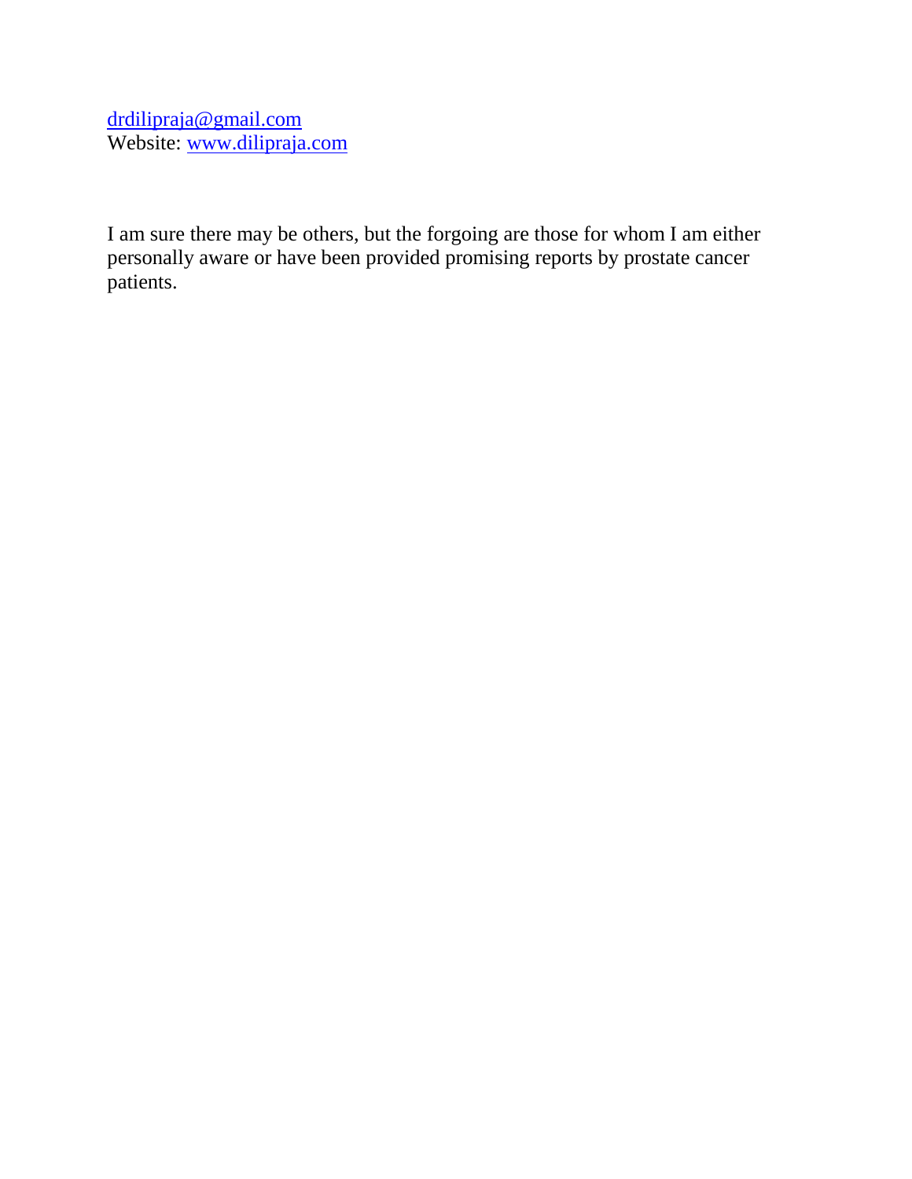drdilipraja@gmail.com
Website: www.dilipraja.com

I am sure there may be others, but the forgoing are those for whom I am either personally aware or have been provided promising reports by prostate cancer patients.